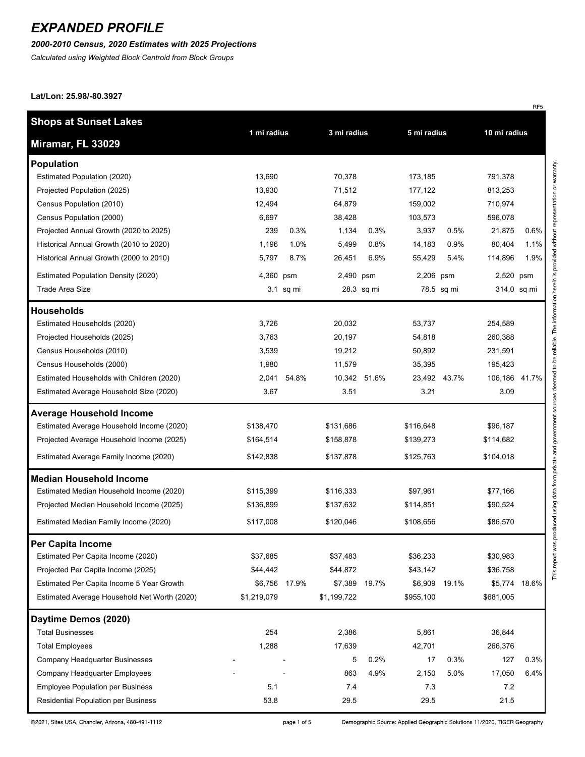# EXPANDED PROFILE

***2000-2010 Census, 2020 Estimates with 2025 Projections***

*Calculated using Weighted Block Centroid from Block Groups*

**Lat/Lon: 25.98/-80.3927**

RF5

| Shops at Sunset Lakes<br>Miramar, FL 33029 | 1 mi radius | | 3 mi radius | | 5 mi radius | | 10 mi radius | |
|---|---|---|---|---|---|---|---|---|
| **Population** | | | | | | | | |
| Estimated Population (2020) | 13,690 | | 70,378 | | 173,185 | | 791,378 | |
| Projected Population (2025) | 13,930 | | 71,512 | | 177,122 | | 813,253 | |
| Census Population (2010) | 12,494 | | 64,879 | | 159,002 | | 710,974 | |
| Census Population (2000) | 6,697 | | 38,428 | | 103,573 | | 596,078 | |
| Projected Annual Growth (2020 to 2025) | 239 | 0.3% | 1,134 | 0.3% | 3,937 | 0.5% | 21,875 | 0.6% |
| Historical Annual Growth (2010 to 2020) | 1,196 | 1.0% | 5,499 | 0.8% | 14,183 | 0.9% | 80,404 | 1.1% |
| Historical Annual Growth (2000 to 2010) | 5,797 | 8.7% | 26,451 | 6.9% | 55,429 | 5.4% | 114,896 | 1.9% |
| Estimated Population Density (2020) | 4,360 | psm | 2,490 | psm | 2,206 | psm | 2,520 | psm |
| Trade Area Size | 3.1 | sq mi | 28.3 | sq mi | 78.5 | sq mi | 314.0 | sq mi |
| **Households** | | | | | | | | |
| Estimated Households (2020) | 3,726 | | 20,032 | | 53,737 | | 254,589 | |
| Projected Households (2025) | 3,763 | | 20,197 | | 54,818 | | 260,388 | |
| Census Households (2010) | 3,539 | | 19,212 | | 50,892 | | 231,591 | |
| Census Households (2000) | 1,980 | | 11,579 | | 35,395 | | 195,423 | |
| Estimated Households with Children (2020) | 2,041 | 54.8% | 10,342 | 51.6% | 23,492 | 43.7% | 106,186 | 41.7% |
| Estimated Average Household Size (2020) | 3.67 | | 3.51 | | 3.21 | | 3.09 | |
| **Average Household Income** | | | | | | | | |
| Estimated Average Household Income (2020) | $138,470 | | $131,686 | | $116,648 | | $96,187 | |
| Projected Average Household Income (2025) | $164,514 | | $158,878 | | $139,273 | | $114,682 | |
| Estimated Average Family Income (2020) | $142,838 | | $137,878 | | $125,763 | | $104,018 | |
| **Median Household Income** | | | | | | | | |
| Estimated Median Household Income (2020) | $115,399 | | $116,333 | | $97,961 | | $77,166 | |
| Projected Median Household Income (2025) | $136,899 | | $137,632 | | $114,851 | | $90,524 | |
| Estimated Median Family Income (2020) | $117,008 | | $120,046 | | $108,656 | | $86,570 | |
| **Per Capita Income** | | | | | | | | |
| Estimated Per Capita Income (2020) | $37,685 | | $37,483 | | $36,233 | | $30,983 | |
| Projected Per Capita Income (2025) | $44,442 | | $44,872 | | $43,142 | | $36,758 | |
| Estimated Per Capita Income 5 Year Growth | $6,756 | 17.9% | $7,389 | 19.7% | $6,909 | 19.1% | $5,774 | 18.6% |
| Estimated Average Household Net Worth (2020) | $1,219,079 | | $1,199,722 | | $955,100 | | $681,005 | |
| **Daytime Demos (2020)** | | | | | | | | |
| Total Businesses | 254 | | 2,386 | | 5,861 | | 36,844 | |
| Total Employees | 1,288 | | 17,639 | | 42,701 | | 266,376 | |
| Company Headquarter Businesses | - | - | 5 | 0.2% | 17 | 0.3% | 127 | 0.3% |
| Company Headquarter Employees | - | - | 863 | 4.9% | 2,150 | 5.0% | 17,050 | 6.4% |
| Employee Population per Business | 5.1 | | 7.4 | | 7.3 | | 7.2 | |
| Residential Population per Business | 53.8 | | 29.5 | | 29.5 | | 21.5 | |

This report was produced using data from private and government sources deemed to be reliable. The information herein is provided without representation or warranty.

©2021, Sites USA, Chandler, Arizona, 480-491-1112

Demographic Source: Applied Geographic Solutions 11/2020, TIGER Geography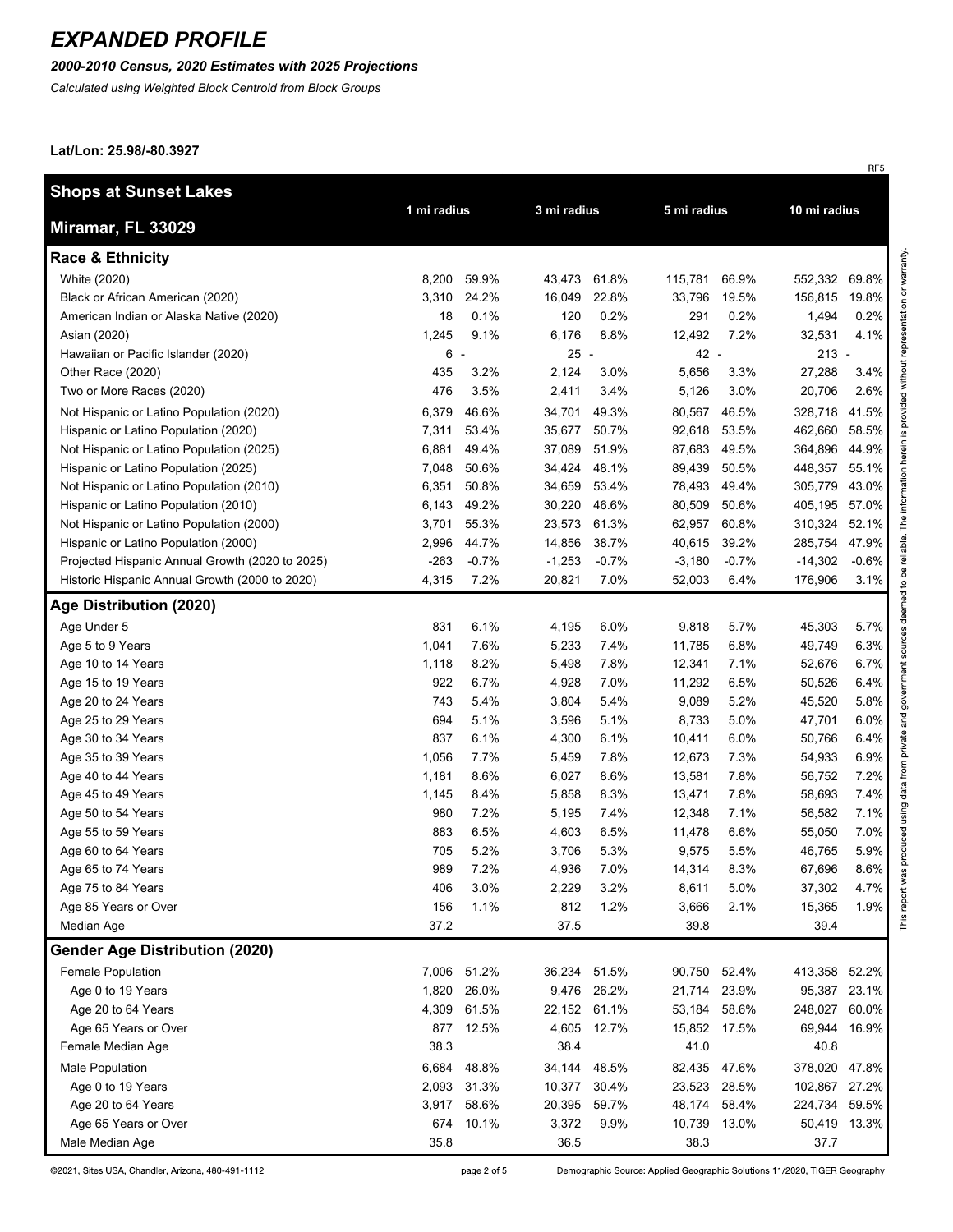# EXPANDED PROFILE

***2000-2010 Census, 2020 Estimates with 2025 Projections***

*Calculated using Weighted Block Centroid from Block Groups*

**Lat/Lon: 25.98/-80.3927**

RF5

| **Shops at Sunset Lakes** **Miramar, FL 33029** | 1 mi radius | | 3 mi radius | | 5 mi radius | | 10 mi radius | |
|---|---|---|---|---|---|---|---|---|
| **Race & Ethnicity** | | | | | | | | |
| White (2020) | 8,200 | 59.9% | 43,473 | 61.8% | 115,781 | 66.9% | 552,332 | 69.8% |
| Black or African American (2020) | 3,310 | 24.2% | 16,049 | 22.8% | 33,796 | 19.5% | 156,815 | 19.8% |
| American Indian or Alaska Native (2020) | 18 | 0.1% | 120 | 0.2% | 291 | 0.2% | 1,494 | 0.2% |
| Asian (2020) | 1,245 | 9.1% | 6,176 | 8.8% | 12,492 | 7.2% | 32,531 | 4.1% |
| Hawaiian or Pacific Islander (2020) | 6 | - | 25 | - | 42 | - | 213 | - |
| Other Race (2020) | 435 | 3.2% | 2,124 | 3.0% | 5,656 | 3.3% | 27,288 | 3.4% |
| Two or More Races (2020) | 476 | 3.5% | 2,411 | 3.4% | 5,126 | 3.0% | 20,706 | 2.6% |
| Not Hispanic or Latino Population (2020) | 6,379 | 46.6% | 34,701 | 49.3% | 80,567 | 46.5% | 328,718 | 41.5% |
| Hispanic or Latino Population (2020) | 7,311 | 53.4% | 35,677 | 50.7% | 92,618 | 53.5% | 462,660 | 58.5% |
| Not Hispanic or Latino Population (2025) | 6,881 | 49.4% | 37,089 | 51.9% | 87,683 | 49.5% | 364,896 | 44.9% |
| Hispanic or Latino Population (2025) | 7,048 | 50.6% | 34,424 | 48.1% | 89,439 | 50.5% | 448,357 | 55.1% |
| Not Hispanic or Latino Population (2010) | 6,351 | 50.8% | 34,659 | 53.4% | 78,493 | 49.4% | 305,779 | 43.0% |
| Hispanic or Latino Population (2010) | 6,143 | 49.2% | 30,220 | 46.6% | 80,509 | 50.6% | 405,195 | 57.0% |
| Not Hispanic or Latino Population (2000) | 3,701 | 55.3% | 23,573 | 61.3% | 62,957 | 60.8% | 310,324 | 52.1% |
| Hispanic or Latino Population (2000) | 2,996 | 44.7% | 14,856 | 38.7% | 40,615 | 39.2% | 285,754 | 47.9% |
| Projected Hispanic Annual Growth (2020 to 2025) | -263 | -0.7% | -1,253 | -0.7% | -3,180 | -0.7% | -14,302 | -0.6% |
| Historic Hispanic Annual Growth (2000 to 2020) | 4,315 | 7.2% | 20,821 | 7.0% | 52,003 | 6.4% | 176,906 | 3.1% |
| **Age Distribution (2020)** | | | | | | | | |
| Age Under 5 | 831 | 6.1% | 4,195 | 6.0% | 9,818 | 5.7% | 45,303 | 5.7% |
| Age 5 to 9 Years | 1,041 | 7.6% | 5,233 | 7.4% | 11,785 | 6.8% | 49,749 | 6.3% |
| Age 10 to 14 Years | 1,118 | 8.2% | 5,498 | 7.8% | 12,341 | 7.1% | 52,676 | 6.7% |
| Age 15 to 19 Years | 922 | 6.7% | 4,928 | 7.0% | 11,292 | 6.5% | 50,526 | 6.4% |
| Age 20 to 24 Years | 743 | 5.4% | 3,804 | 5.4% | 9,089 | 5.2% | 45,520 | 5.8% |
| Age 25 to 29 Years | 694 | 5.1% | 3,596 | 5.1% | 8,733 | 5.0% | 47,701 | 6.0% |
| Age 30 to 34 Years | 837 | 6.1% | 4,300 | 6.1% | 10,411 | 6.0% | 50,766 | 6.4% |
| Age 35 to 39 Years | 1,056 | 7.7% | 5,459 | 7.8% | 12,673 | 7.3% | 54,933 | 6.9% |
| Age 40 to 44 Years | 1,181 | 8.6% | 6,027 | 8.6% | 13,581 | 7.8% | 56,752 | 7.2% |
| Age 45 to 49 Years | 1,145 | 8.4% | 5,858 | 8.3% | 13,471 | 7.8% | 58,693 | 7.4% |
| Age 50 to 54 Years | 980 | 7.2% | 5,195 | 7.4% | 12,348 | 7.1% | 56,582 | 7.1% |
| Age 55 to 59 Years | 883 | 6.5% | 4,603 | 6.5% | 11,478 | 6.6% | 55,050 | 7.0% |
| Age 60 to 64 Years | 705 | 5.2% | 3,706 | 5.3% | 9,575 | 5.5% | 46,765 | 5.9% |
| Age 65 to 74 Years | 989 | 7.2% | 4,936 | 7.0% | 14,314 | 8.3% | 67,696 | 8.6% |
| Age 75 to 84 Years | 406 | 3.0% | 2,229 | 3.2% | 8,611 | 5.0% | 37,302 | 4.7% |
| Age 85 Years or Over | 156 | 1.1% | 812 | 1.2% | 3,666 | 2.1% | 15,365 | 1.9% |
| Median Age | 37.2 | | 37.5 | | 39.8 | | 39.4 | |
| **Gender Age Distribution (2020)** | | | | | | | | |
| Female Population | 7,006 | 51.2% | 36,234 | 51.5% | 90,750 | 52.4% | 413,358 | 52.2% |
| Age 0 to 19 Years | 1,820 | 26.0% | 9,476 | 26.2% | 21,714 | 23.9% | 95,387 | 23.1% |
| Age 20 to 64 Years | 4,309 | 61.5% | 22,152 | 61.1% | 53,184 | 58.6% | 248,027 | 60.0% |
| Age 65 Years or Over | 877 | 12.5% | 4,605 | 12.7% | 15,852 | 17.5% | 69,944 | 16.9% |
| Female Median Age | 38.3 | | 38.4 | | 41.0 | | 40.8 | |
| Male Population | 6,684 | 48.8% | 34,144 | 48.5% | 82,435 | 47.6% | 378,020 | 47.8% |
| Age 0 to 19 Years | 2,093 | 31.3% | 10,377 | 30.4% | 23,523 | 28.5% | 102,867 | 27.2% |
| Age 20 to 64 Years | 3,917 | 58.6% | 20,395 | 59.7% | 48,174 | 58.4% | 224,734 | 59.5% |
| Age 65 Years or Over | 674 | 10.1% | 3,372 | 9.9% | 10,739 | 13.0% | 50,419 | 13.3% |
| Male Median Age | 35.8 | | 36.5 | | 38.3 | | 37.7 | |

This report was produced using data from private and government sources deemed to be reliable. The information herein is provided without representation or warranty.

©2021, Sites USA, Chandler, Arizona, 480-491-1112

Demographic Source: Applied Geographic Solutions 11/2020, TIGER Geography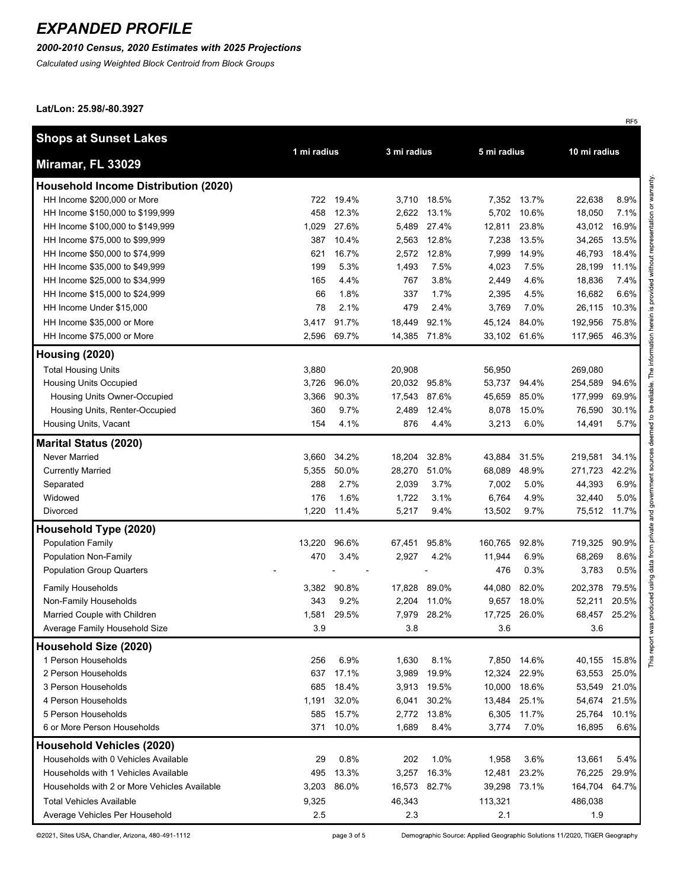# EXPANDED PROFILE

***2000-2010 Census, 2020 Estimates with 2025 Projections***

*Calculated using Weighted Block Centroid from Block Groups*

**Lat/Lon: 25.98/-80.3927**

RF5

| **Shops at Sunset Lakes** **Miramar, FL 33029** | 1 mi radius | | 3 mi radius | | 5 mi radius | | 10 mi radius | |
|---|---|---|---|---|---|---|---|---|
| **Household Income Distribution (2020)** | | | | | | | | |
| HH Income $200,000 or More | 722 | 19.4% | 3,710 | 18.5% | 7,352 | 13.7% | 22,638 | 8.9% |
| HH Income $150,000 to $199,999 | 458 | 12.3% | 2,622 | 13.1% | 5,702 | 10.6% | 18,050 | 7.1% |
| HH Income $100,000 to $149,999 | 1,029 | 27.6% | 5,489 | 27.4% | 12,811 | 23.8% | 43,012 | 16.9% |
| HH Income $75,000 to $99,999 | 387 | 10.4% | 2,563 | 12.8% | 7,238 | 13.5% | 34,265 | 13.5% |
| HH Income $50,000 to $74,999 | 621 | 16.7% | 2,572 | 12.8% | 7,999 | 14.9% | 46,793 | 18.4% |
| HH Income $35,000 to $49,999 | 199 | 5.3% | 1,493 | 7.5% | 4,023 | 7.5% | 28,199 | 11.1% |
| HH Income $25,000 to $34,999 | 165 | 4.4% | 767 | 3.8% | 2,449 | 4.6% | 18,836 | 7.4% |
| HH Income $15,000 to $24,999 | 66 | 1.8% | 337 | 1.7% | 2,395 | 4.5% | 16,682 | 6.6% |
| HH Income Under $15,000 | 78 | 2.1% | 479 | 2.4% | 3,769 | 7.0% | 26,115 | 10.3% |
| HH Income $35,000 or More | 3,417 | 91.7% | 18,449 | 92.1% | 45,124 | 84.0% | 192,956 | 75.8% |
| HH Income $75,000 or More | 2,596 | 69.7% | 14,385 | 71.8% | 33,102 | 61.6% | 117,965 | 46.3% |
| **Housing (2020)** | | | | | | | | |
| Total Housing Units | 3,880 | | 20,908 | | 56,950 | | 269,080 | |
| Housing Units Occupied | 3,726 | 96.0% | 20,032 | 95.8% | 53,737 | 94.4% | 254,589 | 94.6% |
| Housing Units Owner-Occupied | 3,366 | 90.3% | 17,543 | 87.6% | 45,659 | 85.0% | 177,999 | 69.9% |
| Housing Units, Renter-Occupied | 360 | 9.7% | 2,489 | 12.4% | 8,078 | 15.0% | 76,590 | 30.1% |
| Housing Units, Vacant | 154 | 4.1% | 876 | 4.4% | 3,213 | 6.0% | 14,491 | 5.7% |
| **Marital Status (2020)** | | | | | | | | |
| Never Married | 3,660 | 34.2% | 18,204 | 32.8% | 43,884 | 31.5% | 219,581 | 34.1% |
| Currently Married | 5,355 | 50.0% | 28,270 | 51.0% | 68,089 | 48.9% | 271,723 | 42.2% |
| Separated | 288 | 2.7% | 2,039 | 3.7% | 7,002 | 5.0% | 44,393 | 6.9% |
| Widowed | 176 | 1.6% | 1,722 | 3.1% | 6,764 | 4.9% | 32,440 | 5.0% |
| Divorced | 1,220 | 11.4% | 5,217 | 9.4% | 13,502 | 9.7% | 75,512 | 11.7% |
| **Household Type (2020)** | | | | | | | | |
| Population Family | 13,220 | 96.6% | 67,451 | 95.8% | 160,765 | 92.8% | 719,325 | 90.9% |
| Population Non-Family | 470 | 3.4% | 2,927 | 4.2% | 11,944 | 6.9% | 68,269 | 8.6% |
| Population Group Quarters | - | - | - | - | 476 | 0.3% | 3,783 | 0.5% |
| Family Households | 3,382 | 90.8% | 17,828 | 89.0% | 44,080 | 82.0% | 202,378 | 79.5% |
| Non-Family Households | 343 | 9.2% | 2,204 | 11.0% | 9,657 | 18.0% | 52,211 | 20.5% |
| Married Couple with Children | 1,581 | 29.5% | 7,979 | 28.2% | 17,725 | 26.0% | 68,457 | 25.2% |
| Average Family Household Size | 3.9 | | 3.8 | | 3.6 | | 3.6 | |
| **Household Size (2020)** | | | | | | | | |
| 1 Person Households | 256 | 6.9% | 1,630 | 8.1% | 7,850 | 14.6% | 40,155 | 15.8% |
| 2 Person Households | 637 | 17.1% | 3,989 | 19.9% | 12,324 | 22.9% | 63,553 | 25.0% |
| 3 Person Households | 685 | 18.4% | 3,913 | 19.5% | 10,000 | 18.6% | 53,549 | 21.0% |
| 4 Person Households | 1,191 | 32.0% | 6,041 | 30.2% | 13,484 | 25.1% | 54,674 | 21.5% |
| 5 Person Households | 585 | 15.7% | 2,772 | 13.8% | 6,305 | 11.7% | 25,764 | 10.1% |
| 6 or More Person Households | 371 | 10.0% | 1,689 | 8.4% | 3,774 | 7.0% | 16,895 | 6.6% |
| **Household Vehicles (2020)** | | | | | | | | |
| Households with 0 Vehicles Available | 29 | 0.8% | 202 | 1.0% | 1,958 | 3.6% | 13,661 | 5.4% |
| Households with 1 Vehicles Available | 495 | 13.3% | 3,257 | 16.3% | 12,481 | 23.2% | 76,225 | 29.9% |
| Households with 2 or More Vehicles Available | 3,203 | 86.0% | 16,573 | 82.7% | 39,298 | 73.1% | 164,704 | 64.7% |
| Total Vehicles Available | 9,325 | | 46,343 | | 113,321 | | 486,038 | |
| Average Vehicles Per Household | 2.5 | | 2.3 | | 2.1 | | 1.9 | |

This report was produced using data from private and government sources deemed to be reliable. The information herein is provided without representation or warranty.

©2021, Sites USA, Chandler, Arizona, 480-491-1112

Demographic Source: Applied Geographic Solutions 11/2020, TIGER Geography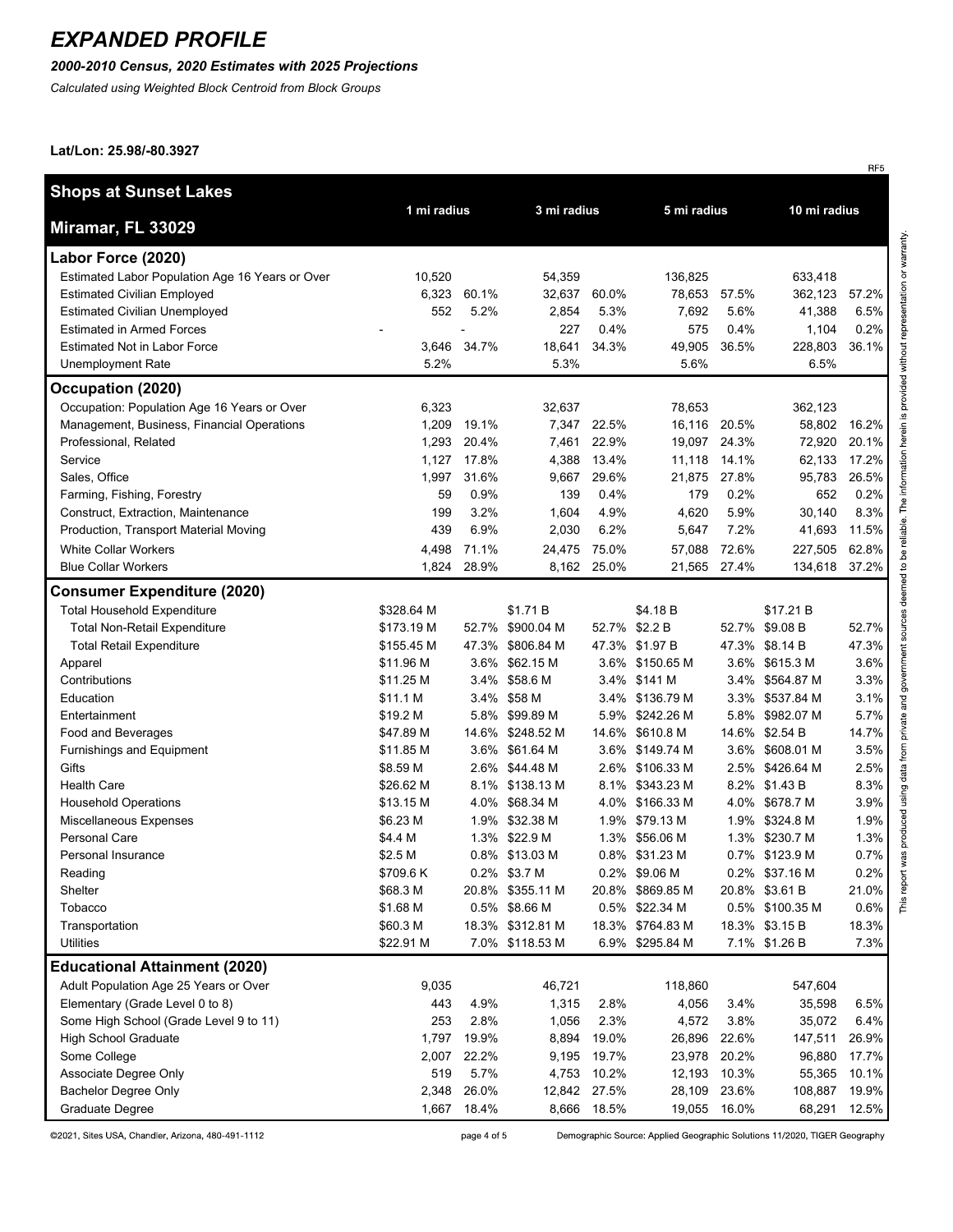# EXPANDED PROFILE

***2000-2010 Census, 2020 Estimates with 2025 Projections***

*Calculated using Weighted Block Centroid from Block Groups*

**Lat/Lon: 25.98/-80.3927**

RF5

| **Shops at Sunset Lakes** **Miramar, FL 33029** | 1 mi radius | | 3 mi radius | | 5 mi radius | | 10 mi radius | |
|---|---|---|---|---|---|---|---|---|
| **Labor Force (2020)** | | | | | | | | |
| Estimated Labor Population Age 16 Years or Over | 10,520 | | 54,359 | | 136,825 | | 633,418 | |
| Estimated Civilian Employed | 6,323 | 60.1% | 32,637 | 60.0% | 78,653 | 57.5% | 362,123 | 57.2% |
| Estimated Civilian Unemployed | 552 | 5.2% | 2,854 | 5.3% | 7,692 | 5.6% | 41,388 | 6.5% |
| Estimated in Armed Forces | - | - | 227 | 0.4% | 575 | 0.4% | 1,104 | 0.2% |
| Estimated Not in Labor Force | 3,646 | 34.7% | 18,641 | 34.3% | 49,905 | 36.5% | 228,803 | 36.1% |
| Unemployment Rate | 5.2% | | 5.3% | | 5.6% | | 6.5% | |
| **Occupation (2020)** | | | | | | | | |
| Occupation: Population Age 16 Years or Over | 6,323 | | 32,637 | | 78,653 | | 362,123 | |
| Management, Business, Financial Operations | 1,209 | 19.1% | 7,347 | 22.5% | 16,116 | 20.5% | 58,802 | 16.2% |
| Professional, Related | 1,293 | 20.4% | 7,461 | 22.9% | 19,097 | 24.3% | 72,920 | 20.1% |
| Service | 1,127 | 17.8% | 4,388 | 13.4% | 11,118 | 14.1% | 62,133 | 17.2% |
| Sales, Office | 1,997 | 31.6% | 9,667 | 29.6% | 21,875 | 27.8% | 95,783 | 26.5% |
| Farming, Fishing, Forestry | 59 | 0.9% | 139 | 0.4% | 179 | 0.2% | 652 | 0.2% |
| Construct, Extraction, Maintenance | 199 | 3.2% | 1,604 | 4.9% | 4,620 | 5.9% | 30,140 | 8.3% |
| Production, Transport Material Moving | 439 | 6.9% | 2,030 | 6.2% | 5,647 | 7.2% | 41,693 | 11.5% |
| White Collar Workers | 4,498 | 71.1% | 24,475 | 75.0% | 57,088 | 72.6% | 227,505 | 62.8% |
| Blue Collar Workers | 1,824 | 28.9% | 8,162 | 25.0% | 21,565 | 27.4% | 134,618 | 37.2% |
| **Consumer Expenditure (2020)** | | | | | | | | |
| Total Household Expenditure | $328.64 M | | $1.71 B | | $4.18 B | | $17.21 B | |
| Total Non-Retail Expenditure | $173.19 M | 52.7% | $900.04 M | 52.7% | $2.2 B | 52.7% | $9.08 B | 52.7% |
| Total Retail Expenditure | $155.45 M | 47.3% | $806.84 M | 47.3% | $1.97 B | 47.3% | $8.14 B | 47.3% |
| Apparel | $11.96 M | 3.6% | $62.15 M | 3.6% | $150.65 M | 3.6% | $615.3 M | 3.6% |
| Contributions | $11.25 M | 3.4% | $58.6 M | 3.4% | $141 M | 3.4% | $564.87 M | 3.3% |
| Education | $11.1 M | 3.4% | $58 M | 3.4% | $136.79 M | 3.3% | $537.84 M | 3.1% |
| Entertainment | $19.2 M | 5.8% | $99.89 M | 5.9% | $242.26 M | 5.8% | $982.07 M | 5.7% |
| Food and Beverages | $47.89 M | 14.6% | $248.52 M | 14.6% | $610.8 M | 14.6% | $2.54 B | 14.7% |
| Furnishings and Equipment | $11.85 M | 3.6% | $61.64 M | 3.6% | $149.74 M | 3.6% | $608.01 M | 3.5% |
| Gifts | $8.59 M | 2.6% | $44.48 M | 2.6% | $106.33 M | 2.5% | $426.64 M | 2.5% |
| Health Care | $26.62 M | 8.1% | $138.13 M | 8.1% | $343.23 M | 8.2% | $1.43 B | 8.3% |
| Household Operations | $13.15 M | 4.0% | $68.34 M | 4.0% | $166.33 M | 4.0% | $678.7 M | 3.9% |
| Miscellaneous Expenses | $6.23 M | 1.9% | $32.38 M | 1.9% | $79.13 M | 1.9% | $324.8 M | 1.9% |
| Personal Care | $4.4 M | 1.3% | $22.9 M | 1.3% | $56.06 M | 1.3% | $230.7 M | 1.3% |
| Personal Insurance | $2.5 M | 0.8% | $13.03 M | 0.8% | $31.23 M | 0.7% | $123.9 M | 0.7% |
| Reading | $709.6 K | 0.2% | $3.7 M | 0.2% | $9.06 M | 0.2% | $37.16 M | 0.2% |
| Shelter | $68.3 M | 20.8% | $355.11 M | 20.8% | $869.85 M | 20.8% | $3.61 B | 21.0% |
| Tobacco | $1.68 M | 0.5% | $8.66 M | 0.5% | $22.34 M | 0.5% | $100.35 M | 0.6% |
| Transportation | $60.3 M | 18.3% | $312.81 M | 18.3% | $764.83 M | 18.3% | $3.15 B | 18.3% |
| Utilities | $22.91 M | 7.0% | $118.53 M | 6.9% | $295.84 M | 7.1% | $1.26 B | 7.3% |
| **Educational Attainment (2020)** | | | | | | | | |
| Adult Population Age 25 Years or Over | 9,035 | | 46,721 | | 118,860 | | 547,604 | |
| Elementary (Grade Level 0 to 8) | 443 | 4.9% | 1,315 | 2.8% | 4,056 | 3.4% | 35,598 | 6.5% |
| Some High School (Grade Level 9 to 11) | 253 | 2.8% | 1,056 | 2.3% | 4,572 | 3.8% | 35,072 | 6.4% |
| High School Graduate | 1,797 | 19.9% | 8,894 | 19.0% | 26,896 | 22.6% | 147,511 | 26.9% |
| Some College | 2,007 | 22.2% | 9,195 | 19.7% | 23,978 | 20.2% | 96,880 | 17.7% |
| Associate Degree Only | 519 | 5.7% | 4,753 | 10.2% | 12,193 | 10.3% | 55,365 | 10.1% |
| Bachelor Degree Only | 2,348 | 26.0% | 12,842 | 27.5% | 28,109 | 23.6% | 108,887 | 19.9% |
| Graduate Degree | 1,667 | 18.4% | 8,666 | 18.5% | 19,055 | 16.0% | 68,291 | 12.5% |

This report was produced using data from private and government sources deemed to be reliable. The information herein is provided without representation or warranty.

©2021, Sites USA, Chandler, Arizona, 480-491-1112

Demographic Source: Applied Geographic Solutions 11/2020, TIGER Geography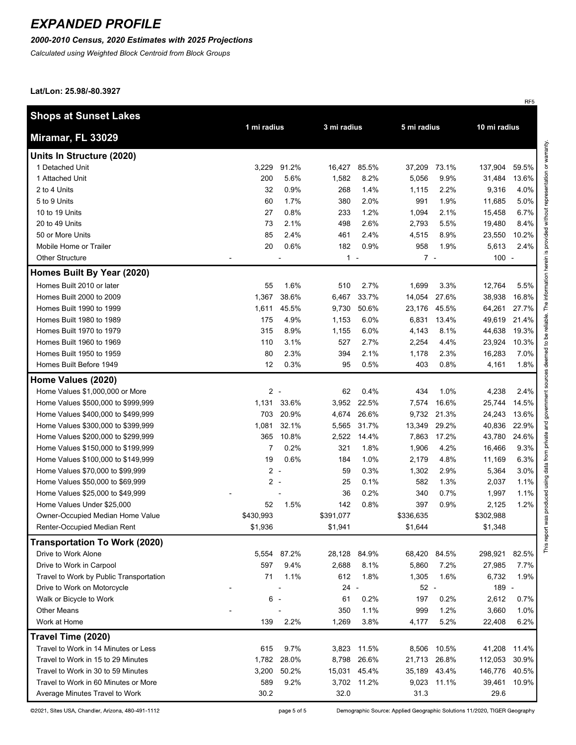# EXPANDED PROFILE

***2000-2010 Census, 2020 Estimates with 2025 Projections***

*Calculated using Weighted Block Centroid from Block Groups*

**Lat/Lon: 25.98/-80.3927**

RF5

| **Shops at Sunset Lakes** <br> **Miramar, FL 33029** | 1 mi radius | | 3 mi radius | | 5 mi radius | | 10 mi radius | |
|---|---|---|---|---|---|---|---|---|
| **Units In Structure (2020)** | | | | | | | | |
| 1 Detached Unit | 3,229 | 91.2% | 16,427 | 85.5% | 37,209 | 73.1% | 137,904 | 59.5% |
| 1 Attached Unit | 200 | 5.6% | 1,582 | 8.2% | 5,056 | 9.9% | 31,484 | 13.6% |
| 2 to 4 Units | 32 | 0.9% | 268 | 1.4% | 1,115 | 2.2% | 9,316 | 4.0% |
| 5 to 9 Units | 60 | 1.7% | 380 | 2.0% | 991 | 1.9% | 11,685 | 5.0% |
| 10 to 19 Units | 27 | 0.8% | 233 | 1.2% | 1,094 | 2.1% | 15,458 | 6.7% |
| 20 to 49 Units | 73 | 2.1% | 498 | 2.6% | 2,793 | 5.5% | 19,480 | 8.4% |
| 50 or More Units | 85 | 2.4% | 461 | 2.4% | 4,515 | 8.9% | 23,550 | 10.2% |
| Mobile Home or Trailer | 20 | 0.6% | 182 | 0.9% | 958 | 1.9% | 5,613 | 2.4% |
| Other Structure | - | - | 1 | - | 7 | - | 100 | - |
| **Homes Built By Year (2020)** | | | | | | | | |
| Homes Built 2010 or later | 55 | 1.6% | 510 | 2.7% | 1,699 | 3.3% | 12,764 | 5.5% |
| Homes Built 2000 to 2009 | 1,367 | 38.6% | 6,467 | 33.7% | 14,054 | 27.6% | 38,938 | 16.8% |
| Homes Built 1990 to 1999 | 1,611 | 45.5% | 9,730 | 50.6% | 23,176 | 45.5% | 64,261 | 27.7% |
| Homes Built 1980 to 1989 | 175 | 4.9% | 1,153 | 6.0% | 6,831 | 13.4% | 49,619 | 21.4% |
| Homes Built 1970 to 1979 | 315 | 8.9% | 1,155 | 6.0% | 4,143 | 8.1% | 44,638 | 19.3% |
| Homes Built 1960 to 1969 | 110 | 3.1% | 527 | 2.7% | 2,254 | 4.4% | 23,924 | 10.3% |
| Homes Built 1950 to 1959 | 80 | 2.3% | 394 | 2.1% | 1,178 | 2.3% | 16,283 | 7.0% |
| Homes Built Before 1949 | 12 | 0.3% | 95 | 0.5% | 403 | 0.8% | 4,161 | 1.8% |
| **Home Values (2020)** | | | | | | | | |
| Home Values $1,000,000 or More | 2 | - | 62 | 0.4% | 434 | 1.0% | 4,238 | 2.4% |
| Home Values $500,000 to $999,999 | 1,131 | 33.6% | 3,952 | 22.5% | 7,574 | 16.6% | 25,744 | 14.5% |
| Home Values $400,000 to $499,999 | 703 | 20.9% | 4,674 | 26.6% | 9,732 | 21.3% | 24,243 | 13.6% |
| Home Values $300,000 to $399,999 | 1,081 | 32.1% | 5,565 | 31.7% | 13,349 | 29.2% | 40,836 | 22.9% |
| Home Values $200,000 to $299,999 | 365 | 10.8% | 2,522 | 14.4% | 7,863 | 17.2% | 43,780 | 24.6% |
| Home Values $150,000 to $199,999 | 7 | 0.2% | 321 | 1.8% | 1,906 | 4.2% | 16,466 | 9.3% |
| Home Values $100,000 to $149,999 | 19 | 0.6% | 184 | 1.0% | 2,179 | 4.8% | 11,169 | 6.3% |
| Home Values $70,000 to $99,999 | 2 | - | 59 | 0.3% | 1,302 | 2.9% | 5,364 | 3.0% |
| Home Values $50,000 to $69,999 | 2 | - | 25 | 0.1% | 582 | 1.3% | 2,037 | 1.1% |
| Home Values $25,000 to $49,999 | - | - | 36 | 0.2% | 340 | 0.7% | 1,997 | 1.1% |
| Home Values Under $25,000 | 52 | 1.5% | 142 | 0.8% | 397 | 0.9% | 2,125 | 1.2% |
| Owner-Occupied Median Home Value | $430,993 | | $391,077 | | $336,635 | | $302,988 | |
| Renter-Occupied Median Rent | $1,936 | | $1,941 | | $1,644 | | $1,348 | |
| **Transportation To Work (2020)** | | | | | | | | |
| Drive to Work Alone | 5,554 | 87.2% | 28,128 | 84.9% | 68,420 | 84.5% | 298,921 | 82.5% |
| Drive to Work in Carpool | 597 | 9.4% | 2,688 | 8.1% | 5,860 | 7.2% | 27,985 | 7.7% |
| Travel to Work by Public Transportation | 71 | 1.1% | 612 | 1.8% | 1,305 | 1.6% | 6,732 | 1.9% |
| Drive to Work on Motorcycle | - | - | 24 | - | 52 | - | 189 | - |
| Walk or Bicycle to Work | 6 | - | 61 | 0.2% | 197 | 0.2% | 2,612 | 0.7% |
| Other Means | - | - | 350 | 1.1% | 999 | 1.2% | 3,660 | 1.0% |
| Work at Home | 139 | 2.2% | 1,269 | 3.8% | 4,177 | 5.2% | 22,408 | 6.2% |
| **Travel Time (2020)** | | | | | | | | |
| Travel to Work in 14 Minutes or Less | 615 | 9.7% | 3,823 | 11.5% | 8,506 | 10.5% | 41,208 | 11.4% |
| Travel to Work in 15 to 29 Minutes | 1,782 | 28.0% | 8,798 | 26.6% | 21,713 | 26.8% | 112,053 | 30.9% |
| Travel to Work in 30 to 59 Minutes | 3,200 | 50.2% | 15,031 | 45.4% | 35,189 | 43.4% | 146,776 | 40.5% |
| Travel to Work in 60 Minutes or More | 589 | 9.2% | 3,702 | 11.2% | 9,023 | 11.1% | 39,461 | 10.9% |
| Average Minutes Travel to Work | 30.2 | | 32.0 | | 31.3 | | 29.6 | |

This report was produced using data from private and government sources deemed to be reliable. The information herein is provided without representation or warranty.

©2021, Sites USA, Chandler, Arizona, 480-491-1112

Demographic Source: Applied Geographic Solutions 11/2020, TIGER Geography